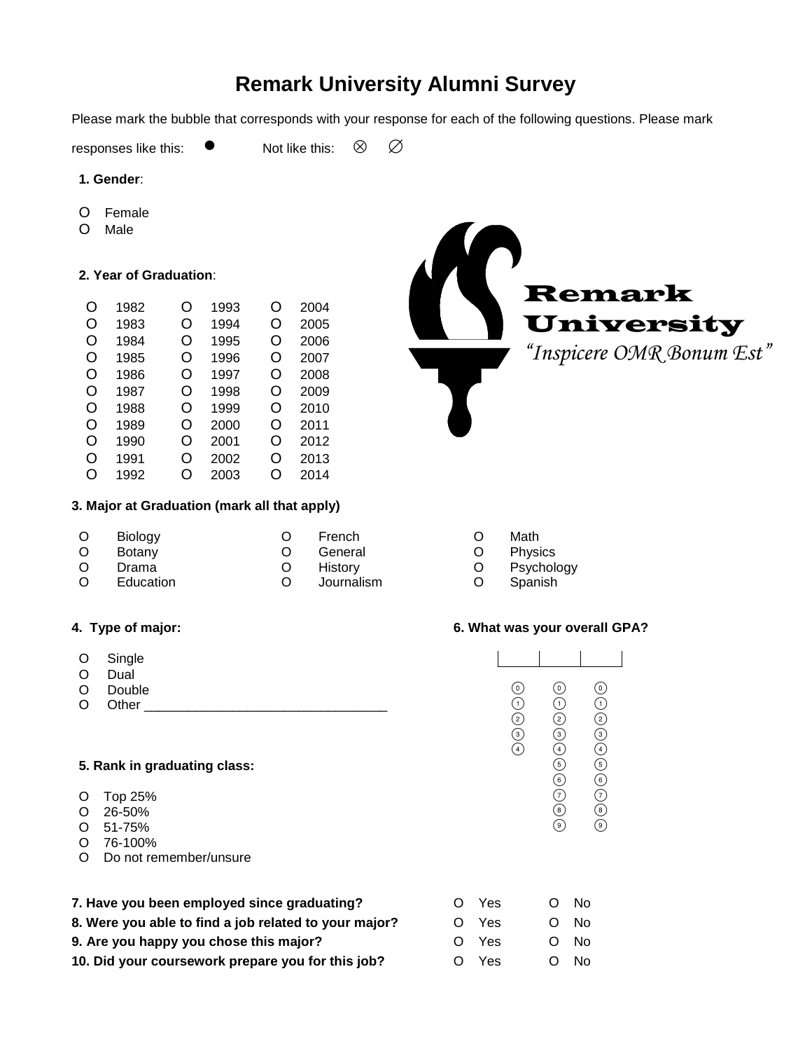# Remark University Alumni Survey

Please mark the bubble that corresponds with your response for each of the following questions. Please mark responses like this: ● Not like this: ⊗ ∅

Remark University
*"Inspicere OMR Bonum Est"*

**1. Gender**:

- O Female
- O Male

**2. Year of Graduation**:

| | | |
|---|---|---|
| O 1982 | O 1993 | O 2004 |
| O 1983 | O 1994 | O 2005 |
| O 1984 | O 1995 | O 2006 |
| O 1985 | O 1996 | O 2007 |
| O 1986 | O 1997 | O 2008 |
| O 1987 | O 1998 | O 2009 |
| O 1988 | O 1999 | O 2010 |
| O 1989 | O 2000 | O 2011 |
| O 1990 | O 2001 | O 2012 |
| O 1991 | O 2002 | O 2013 |
| O 1992 | O 2003 | O 2014 |

**3. Major at Graduation (mark all that apply)**

| | | |
|---|---|---|
| O Biology | O French | O Math |
| O Botany | O General | O Physics |
| O Drama | O History | O Psychology |
| O Education | O Journalism | O Spanish |

**4. Type of major:**

- O Single
- O Dual
- O Double
- O Other ________________________________

**5. Rank in graduating class:**

- O Top 25%
- O 26-50%
- O 51-75%
- O 76-100%
- O Do not remember/unsure

**6. What was your overall GPA?**

| Digit 1 | Digit 2 | Digit 3 |
|---|---|---|
| 0 | 0 | 0 |
| 1 | 1 | 1 |
| 2 | 2 | 2 |
| 3 | 3 | 3 |
| 4 | 4 | 4 |
| | 5 | 5 |
| | 6 | 6 |
| | 7 | 7 |
| | 8 | 8 |
| | 9 | 9 |

| | | |
|---|---|---|
| **7. Have you been employed since graduating?** | O Yes | O No |
| **8. Were you able to find a job related to your major?** | O Yes | O No |
| **9. Are you happy you chose this major?** | O Yes | O No |
| **10. Did your coursework prepare you for this job?** | O Yes | O No |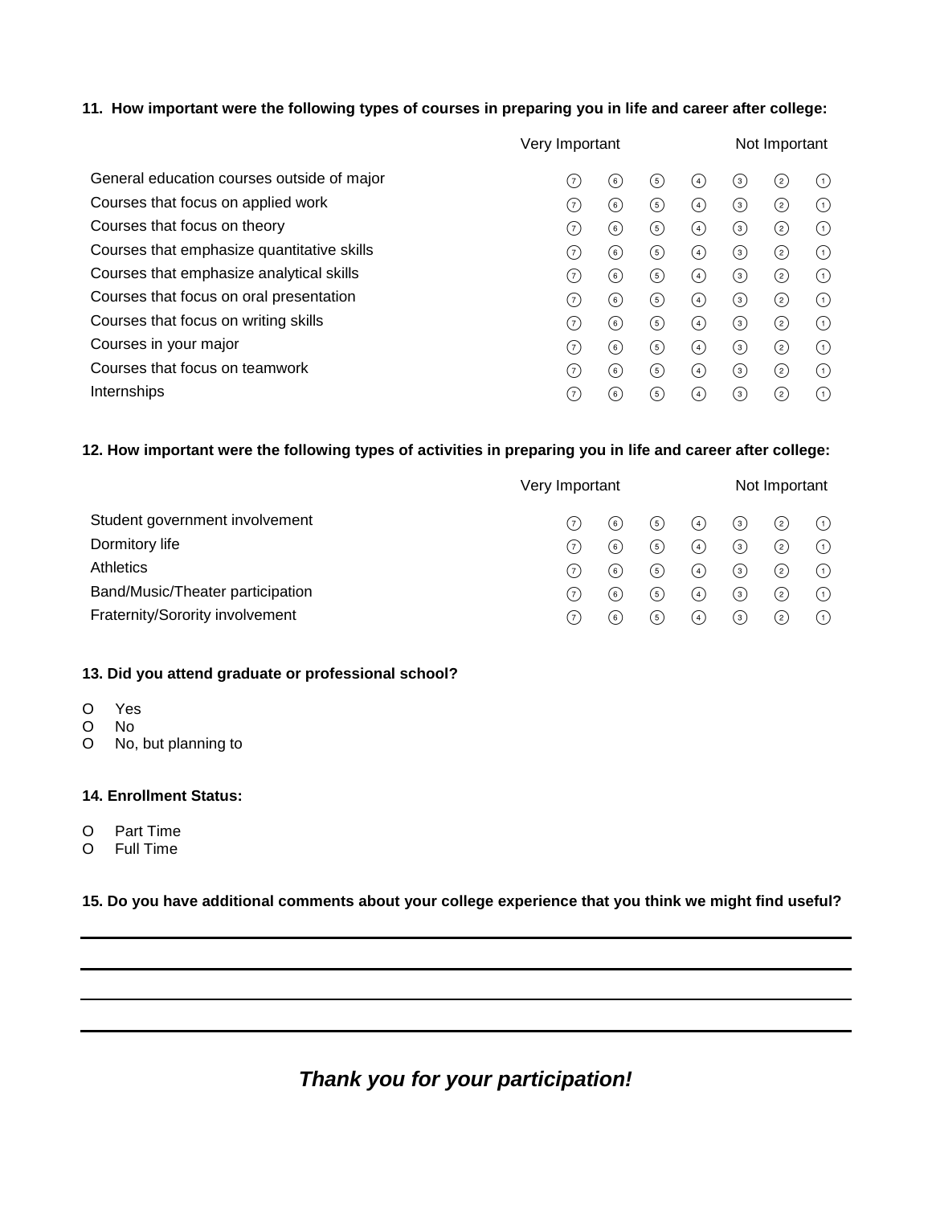**11. How important were the following types of courses in preparing you in life and career after college:**

| | Very Important | | | | | | Not Important |
|---|---|---|---|---|---|---|---|
| General education courses outside of major | ⑦ | ⑥ | ⑤ | ④ | ③ | ② | ① |
| Courses that focus on applied work | ⑦ | ⑥ | ⑤ | ④ | ③ | ② | ① |
| Courses that focus on theory | ⑦ | ⑥ | ⑤ | ④ | ③ | ② | ① |
| Courses that emphasize quantitative skills | ⑦ | ⑥ | ⑤ | ④ | ③ | ② | ① |
| Courses that emphasize analytical skills | ⑦ | ⑥ | ⑤ | ④ | ③ | ② | ① |
| Courses that focus on oral presentation | ⑦ | ⑥ | ⑤ | ④ | ③ | ② | ① |
| Courses that focus on writing skills | ⑦ | ⑥ | ⑤ | ④ | ③ | ② | ① |
| Courses in your major | ⑦ | ⑥ | ⑤ | ④ | ③ | ② | ① |
| Courses that focus on teamwork | ⑦ | ⑥ | ⑤ | ④ | ③ | ② | ① |
| Internships | ⑦ | ⑥ | ⑤ | ④ | ③ | ② | ① |

**12. How important were the following types of activities in preparing you in life and career after college:**

| | Very Important | | | | | | Not Important |
|---|---|---|---|---|---|---|---|
| Student government involvement | ⑦ | ⑥ | ⑤ | ④ | ③ | ② | ① |
| Dormitory life | ⑦ | ⑥ | ⑤ | ④ | ③ | ② | ① |
| Athletics | ⑦ | ⑥ | ⑤ | ④ | ③ | ② | ① |
| Band/Music/Theater participation | ⑦ | ⑥ | ⑤ | ④ | ③ | ② | ① |
| Fraternity/Sorority involvement | ⑦ | ⑥ | ⑤ | ④ | ③ | ② | ① |

**13. Did you attend graduate or professional school?**

O Yes
O No
O No, but planning to

**14. Enrollment Status:**

O Part Time
O Full Time

**15. Do you have additional comments about your college experience that you think we might find useful?**

\_\_\_\_\_\_\_\_\_\_\_\_\_\_\_\_\_\_\_\_\_\_\_\_\_\_\_\_\_\_\_\_\_\_\_\_\_\_\_\_\_\_\_\_\_\_\_\_\_\_\_\_\_\_\_\_\_\_\_\_

\_\_\_\_\_\_\_\_\_\_\_\_\_\_\_\_\_\_\_\_\_\_\_\_\_\_\_\_\_\_\_\_\_\_\_\_\_\_\_\_\_\_\_\_\_\_\_\_\_\_\_\_\_\_\_\_\_\_\_\_

\_\_\_\_\_\_\_\_\_\_\_\_\_\_\_\_\_\_\_\_\_\_\_\_\_\_\_\_\_\_\_\_\_\_\_\_\_\_\_\_\_\_\_\_\_\_\_\_\_\_\_\_\_\_\_\_\_\_\_\_

\_\_\_\_\_\_\_\_\_\_\_\_\_\_\_\_\_\_\_\_\_\_\_\_\_\_\_\_\_\_\_\_\_\_\_\_\_\_\_\_\_\_\_\_\_\_\_\_\_\_\_\_\_\_\_\_\_\_\_\_

***Thank you for your participation!***